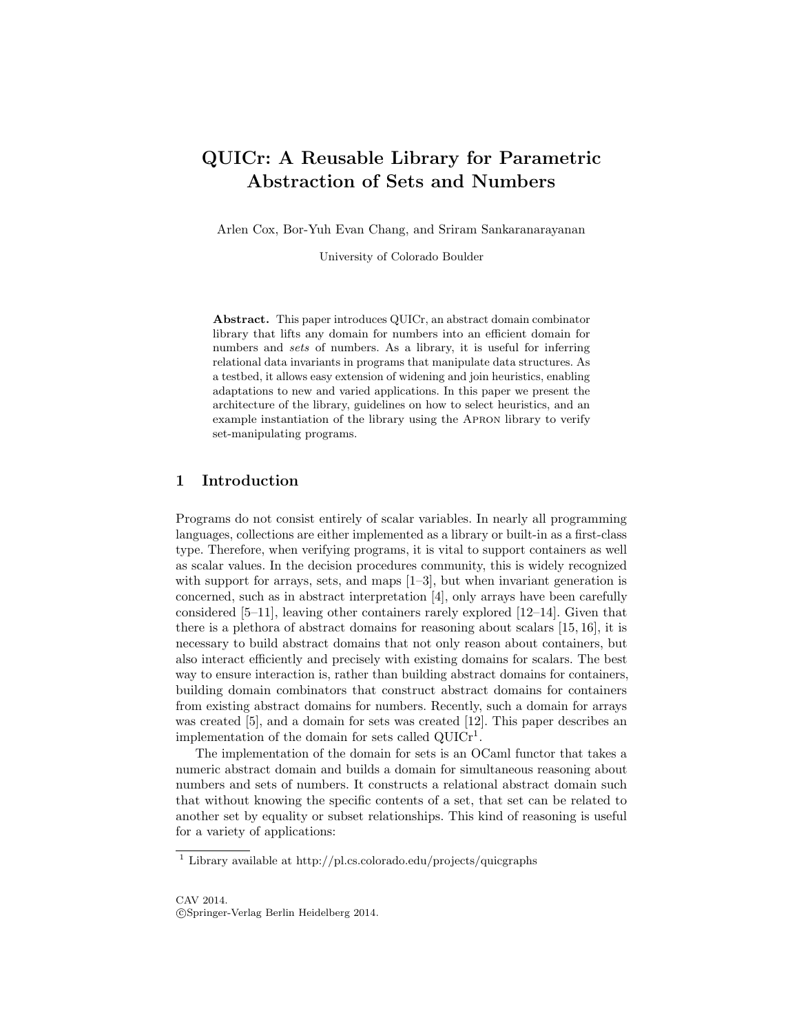# QUICr: A Reusable Library for Parametric Abstraction of Sets and Numbers

Arlen Cox, Bor-Yuh Evan Chang, and Sriram Sankaranarayanan

University of Colorado Boulder

**Abstract.** This paper introduces QUICr, an abstract domain combinator library that lifts any domain for numbers into an efficient domain for numbers and *sets* of numbers. As a library, it is useful for inferring relational data invariants in programs that manipulate data structures. As a testbed, it allows easy extension of widening and join heuristics, enabling adaptations to new and varied applications. In this paper we present the architecture of the library, guidelines on how to select heuristics, and an example instantiation of the library using the Apron library to verify set-manipulating programs.

## 1 Introduction

Programs do not consist entirely of scalar variables. In nearly all programming languages, collections are either implemented as a library or built-in as a first-class type. Therefore, when verifying programs, it is vital to support containers as well as scalar values. In the decision procedures community, this is widely recognized with support for arrays, sets, and maps [1–3], but when invariant generation is concerned, such as in abstract interpretation [4], only arrays have been carefully considered [5–11], leaving other containers rarely explored [12–14]. Given that there is a plethora of abstract domains for reasoning about scalars [15, 16], it is necessary to build abstract domains that not only reason about containers, but also interact efficiently and precisely with existing domains for scalars. The best way to ensure interaction is, rather than building abstract domains for containers, building domain combinators that construct abstract domains for containers from existing abstract domains for numbers. Recently, such a domain for arrays was created [5], and a domain for sets was created [12]. This paper describes an implementation of the domain for sets called QUICr[1].

The implementation of the domain for sets is an OCaml functor that takes a numeric abstract domain and builds a domain for simultaneous reasoning about numbers and sets of numbers. It constructs a relational abstract domain such that without knowing the specific contents of a set, that set can be related to another set by equality or subset relationships. This kind of reasoning is useful for a variety of applications:

[1] Library available at http://pl.cs.colorado.edu/projects/quicgraphs

CAV 2014.
©Springer-Verlag Berlin Heidelberg 2014.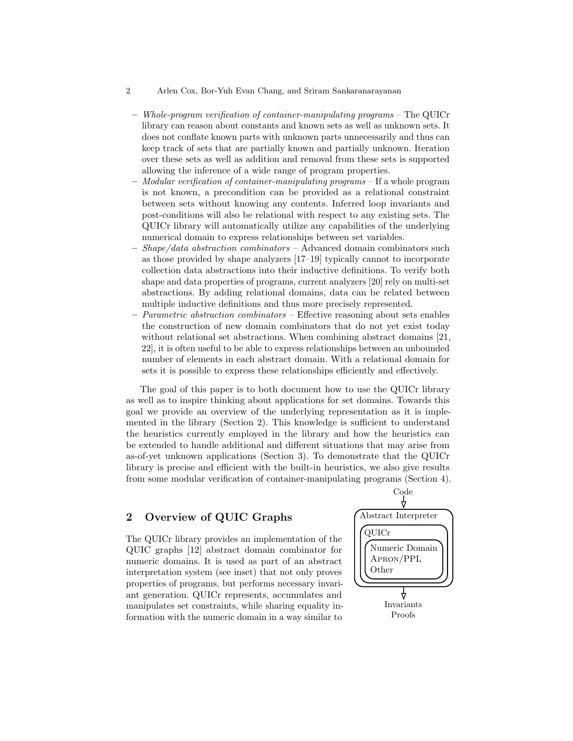- *Whole-program verification of container-manipulating programs* – The QUICr library can reason about constants and known sets as well as unknown sets. It does not conflate known parts with unknown parts unnecessarily and thus can keep track of sets that are partially known and partially unknown. Iteration over these sets as well as addition and removal from these sets is supported allowing the inference of a wide range of program properties.
- *Modular verification of container-manipulating programs* – If a whole program is not known, a precondition can be provided as a relational constraint between sets without knowing any contents. Inferred loop invariants and post-conditions will also be relational with respect to any existing sets. The QUICr library will automatically utilize any capabilities of the underlying numerical domain to express relationships between set variables.
- *Shape/data abstraction combinators* – Advanced domain combinators such as those provided by shape analyzers [17–19] typically cannot to incorporate collection data abstractions into their inductive definitions. To verify both shape and data properties of programs, current analyzers [20] rely on multi-set abstractions. By adding relational domains, data can be related between multiple inductive definitions and thus more precisely represented.
- *Parametric abstraction combinators* – Effective reasoning about sets enables the construction of new domain combinators that do not yet exist today without relational set abstractions. When combining abstract domains [21, 22], it is often useful to be able to express relationships between an unbounded number of elements in each abstract domain. With a relational domain for sets it is possible to express these relationships efficiently and effectively.

The goal of this paper is to both document how to use the QUICr library as well as to inspire thinking about applications for set domains. Towards this goal we provide an overview of the underlying representation as it is implemented in the library (Section 2). This knowledge is sufficient to understand the heuristics currently employed in the library and how the heuristics can be extended to handle additional and different situations that may arise from as-of-yet unknown applications (Section 3). To demonstrate that the QUICr library is precise and efficient with the built-in heuristics, we also give results from some modular verification of container-manipulating programs (Section 4).

## 2 Overview of QUIC Graphs

Code

Abstract Interpreter

QUICr

Numeric Domain
APRON/PPL
Other

Invariants
Proofs

The QUICr library provides an implementation of the QUIC graphs [12] abstract domain combinator for numeric domains. It is used as part of an abstract interpretation system (see inset) that not only proves properties of programs, but performs necessary invariant generation. QUICr represents, accumulates and manipulates set constraints, while sharing equality information with the numeric domain in a way similar to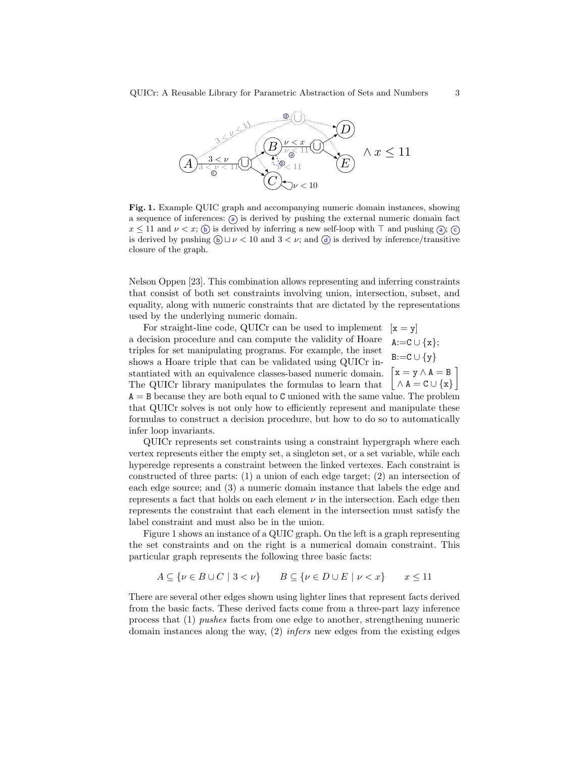**Fig. 1.** Example QUIC graph and accompanying numeric domain instances, showing a sequence of inferences: ⓐ is derived by pushing the external numeric domain fact $x \leq 11$ and $\nu < x$; ⓑ is derived by inferring a new self-loop with $\top$ and pushing ⓐ; ⓒ is derived by pushing ⓑ $\sqcup\, \nu < 10$ and $3 < \nu$; and ⓓ is derived by inference/transitive closure of the graph.

Nelson Oppen [23]. This combination allows representing and inferring constraints that consist of both set constraints involving union, intersection, subset, and equality, along with numeric constraints that are dictated by the representations used by the underlying numeric domain.

For straight-line code, QUICr can be used to implement a decision procedure and can compute the validity of Hoare triples for set manipulating programs. For example, the inset shows a Hoare triple that can be validated using QUICr instantiated with an equivalence classes-based numeric domain. The QUICr library manipulates the formulas to learn that A = B because they are both equal to C unioned with the same value. The problem that QUICr solves is not only how to efficiently represent and manipulate these formulas to construct a decision procedure, but how to do so to automatically infer loop invariants.

```
[x = y]
A:=C ∪ {x};
B:=C ∪ {y}
[x = y ∧ A = B ∧ A = C ∪ {x}]
```

QUICr represents set constraints using a constraint hypergraph where each vertex represents either the empty set, a singleton set, or a set variable, while each hyperedge represents a constraint between the linked vertexes. Each constraint is constructed of three parts: (1) a union of each edge target; (2) an intersection of each edge source; and (3) a numeric domain instance that labels the edge and represents a fact that holds on each element $\nu$ in the intersection. Each edge then represents the constraint that each element in the intersection must satisfy the label constraint and must also be in the union.

Figure 1 shows an instance of a QUIC graph. On the left is a graph representing the set constraints and on the right is a numerical domain constraint. This particular graph represents the following three basic facts:

$$A \subseteq \{\nu \in B \cup C \mid 3 < \nu\} \qquad B \subseteq \{\nu \in D \cup E \mid \nu < x\} \qquad x \leq 11$$

There are several other edges shown using lighter lines that represent facts derived from the basic facts. These derived facts come from a three-part lazy inference process that (1) *pushes* facts from one edge to another, strengthening numeric domain instances along the way, (2) *infers* new edges from the existing edges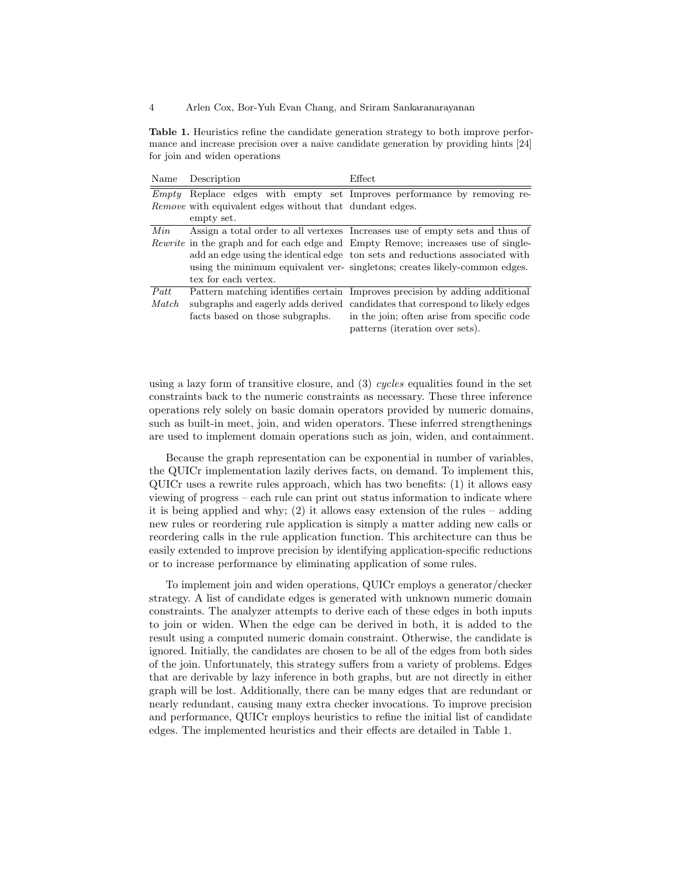**Table 1.** Heuristics refine the candidate generation strategy to both improve performance and increase precision over a naive candidate generation by providing hints [24] for join and widen operations

| Name | Description | Effect |
|---|---|---|
| *Empty Remove* | Replace edges with empty set with equivalent edges without that empty set. | Improves performance by removing redundant edges. |
| *Min Rewrite* | Assign a total order to all vertexes in the graph and for each edge and add an edge using the identical edge using the minimum equivalent vertex for each vertex. | Increases use of empty sets and thus of Empty Remove; increases use of singleton sets and reductions associated with singletons; creates likely-common edges. |
| *Patt Match* | Pattern matching identifies certain subgraphs and eagerly adds derived facts based on those subgraphs. | Improves precision by adding additional candidates that correspond to likely edges in the join; often arise from specific code patterns (iteration over sets). |

using a lazy form of transitive closure, and (3) *cycles* equalities found in the set constraints back to the numeric constraints as necessary. These three inference operations rely solely on basic domain operators provided by numeric domains, such as built-in meet, join, and widen operators. These inferred strengthenings are used to implement domain operations such as join, widen, and containment.

Because the graph representation can be exponential in number of variables, the QUICr implementation lazily derives facts, on demand. To implement this, QUICr uses a rewrite rules approach, which has two benefits: (1) it allows easy viewing of progress – each rule can print out status information to indicate where it is being applied and why; (2) it allows easy extension of the rules – adding new rules or reordering rule application is simply a matter adding new calls or reordering calls in the rule application function. This architecture can thus be easily extended to improve precision by identifying application-specific reductions or to increase performance by eliminating application of some rules.

To implement join and widen operations, QUICr employs a generator/checker strategy. A list of candidate edges is generated with unknown numeric domain constraints. The analyzer attempts to derive each of these edges in both inputs to join or widen. When the edge can be derived in both, it is added to the result using a computed numeric domain constraint. Otherwise, the candidate is ignored. Initially, the candidates are chosen to be all of the edges from both sides of the join. Unfortunately, this strategy suffers from a variety of problems. Edges that are derivable by lazy inference in both graphs, but are not directly in either graph will be lost. Additionally, there can be many edges that are redundant or nearly redundant, causing many extra checker invocations. To improve precision and performance, QUICr employs heuristics to refine the initial list of candidate edges. The implemented heuristics and their effects are detailed in Table 1.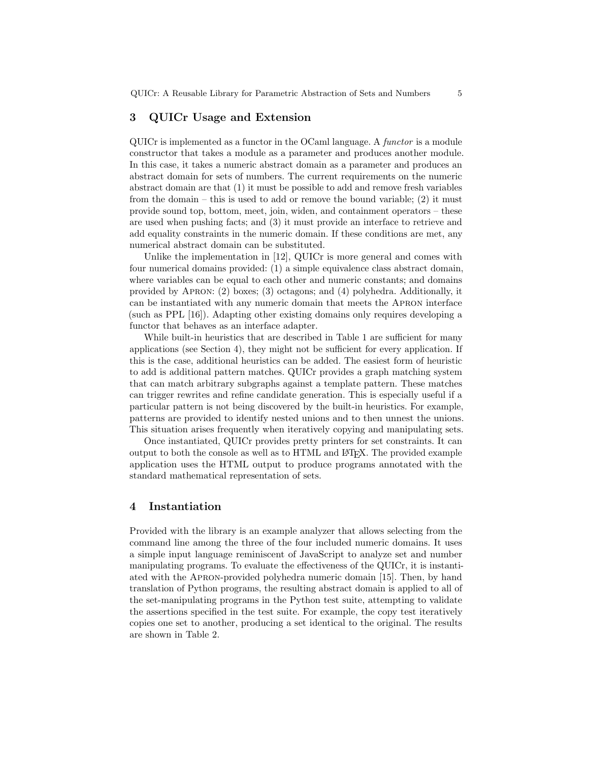## 3 QUICr Usage and Extension

QUICr is implemented as a functor in the OCaml language. A *functor* is a module constructor that takes a module as a parameter and produces another module. In this case, it takes a numeric abstract domain as a parameter and produces an abstract domain for sets of numbers. The current requirements on the numeric abstract domain are that (1) it must be possible to add and remove fresh variables from the domain – this is used to add or remove the bound variable; (2) it must provide sound top, bottom, meet, join, widen, and containment operators – these are used when pushing facts; and (3) it must provide an interface to retrieve and add equality constraints in the numeric domain. If these conditions are met, any numerical abstract domain can be substituted.

Unlike the implementation in [12], QUICr is more general and comes with four numerical domains provided: (1) a simple equivalence class abstract domain, where variables can be equal to each other and numeric constants; and domains provided by Apron: (2) boxes; (3) octagons; and (4) polyhedra. Additionally, it can be instantiated with any numeric domain that meets the Apron interface (such as PPL [16]). Adapting other existing domains only requires developing a functor that behaves as an interface adapter.

While built-in heuristics that are described in Table 1 are sufficient for many applications (see Section 4), they might not be sufficient for every application. If this is the case, additional heuristics can be added. The easiest form of heuristic to add is additional pattern matches. QUICr provides a graph matching system that can match arbitrary subgraphs against a template pattern. These matches can trigger rewrites and refine candidate generation. This is especially useful if a particular pattern is not being discovered by the built-in heuristics. For example, patterns are provided to identify nested unions and to then unnest the unions. This situation arises frequently when iteratively copying and manipulating sets.

Once instantiated, QUICr provides pretty printers for set constraints. It can output to both the console as well as to HTML and LaTeX. The provided example application uses the HTML output to produce programs annotated with the standard mathematical representation of sets.

## 4 Instantiation

Provided with the library is an example analyzer that allows selecting from the command line among the three of the four included numeric domains. It uses a simple input language reminiscent of JavaScript to analyze set and number manipulating programs. To evaluate the effectiveness of the QUICr, it is instantiated with the Apron-provided polyhedra numeric domain [15]. Then, by hand translation of Python programs, the resulting abstract domain is applied to all of the set-manipulating programs in the Python test suite, attempting to validate the assertions specified in the test suite. For example, the copy test iteratively copies one set to another, producing a set identical to the original. The results are shown in Table 2.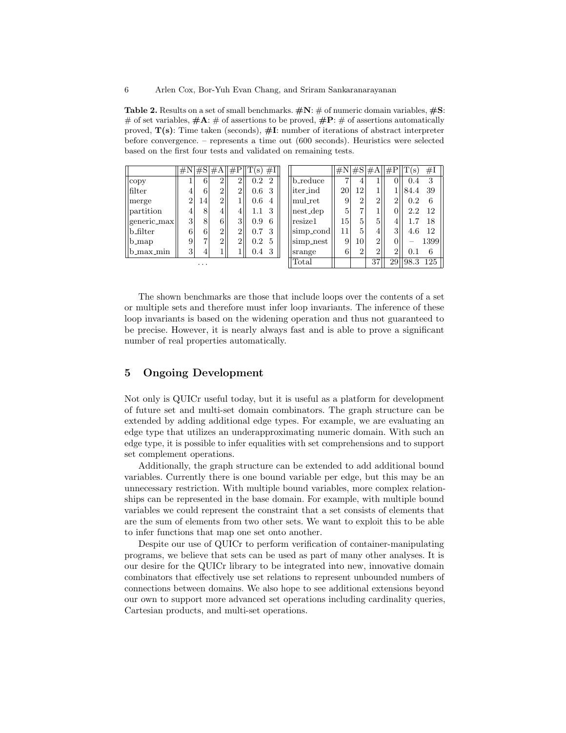**Table 2.** Results on a set of small benchmarks. **#N**: # of numeric domain variables, **#S**: # of set variables, **#A**: # of assertions to be proved, **#P**: # of assertions automatically proved, **T(s)**: Time taken (seconds), **#I**: number of iterations of abstract interpreter before convergence. – represents a time out (600 seconds). Heuristics were selected based on the first four tests and validated on remaining tests.

| | #N | #S | #A | #P | T(s) | #I |
|---|---|---|---|---|---|---|
| copy | 1 | 6 | 2 | 2 | 0.2 | 2 |
| filter | 4 | 6 | 2 | 2 | 0.6 | 3 |
| merge | 2 | 14 | 2 | 1 | 0.6 | 4 |
| partition | 4 | 8 | 4 | 4 | 1.1 | 3 |
| generic_max | 3 | 8 | 6 | 3 | 0.9 | 6 |
| b_filter | 6 | 6 | 2 | 2 | 0.7 | 3 |
| b_map | 9 | 7 | 2 | 2 | 0.2 | 5 |
| b_max_min | 3 | 4 | 1 | 1 | 0.4 | 3 |
| ... | | | | | | |
| b_reduce | 7 | 4 | 1 | 0 | 0.4 | 3 |
| iter_ind | 20 | 12 | 1 | 1 | 84.4 | 39 |
| mul_ret | 9 | 2 | 2 | 2 | 0.2 | 6 |
| nest_dep | 5 | 7 | 1 | 0 | 2.2 | 12 |
| resize1 | 15 | 5 | 5 | 4 | 1.7 | 18 |
| simp_cond | 11 | 5 | 4 | 3 | 4.6 | 12 |
| simp_nest | 9 | 10 | 2 | 0 | – | 1399 |
| srange | 6 | 2 | 2 | 2 | 0.1 | 6 |
| Total | | | 37 | 29 | 98.3 | 125 |

The shown benchmarks are those that include loops over the contents of a set or multiple sets and therefore must infer loop invariants. The inference of these loop invariants is based on the widening operation and thus not guaranteed to be precise. However, it is nearly always fast and is able to prove a significant number of real properties automatically.

## 5 Ongoing Development

Not only is QUICr useful today, but it is useful as a platform for development of future set and multi-set domain combinators. The graph structure can be extended by adding additional edge types. For example, we are evaluating an edge type that utilizes an underapproximating numeric domain. With such an edge type, it is possible to infer equalities with set comprehensions and to support set complement operations.

Additionally, the graph structure can be extended to add additional bound variables. Currently there is one bound variable per edge, but this may be an unnecessary restriction. With multiple bound variables, more complex relationships can be represented in the base domain. For example, with multiple bound variables we could represent the constraint that a set consists of elements that are the sum of elements from two other sets. We want to exploit this to be able to infer functions that map one set onto another.

Despite our use of QUICr to perform verification of container-manipulating programs, we believe that sets can be used as part of many other analyses. It is our desire for the QUICr library to be integrated into new, innovative domain combinators that effectively use set relations to represent unbounded numbers of connections between domains. We also hope to see additional extensions beyond our own to support more advanced set operations including cardinality queries, Cartesian products, and multi-set operations.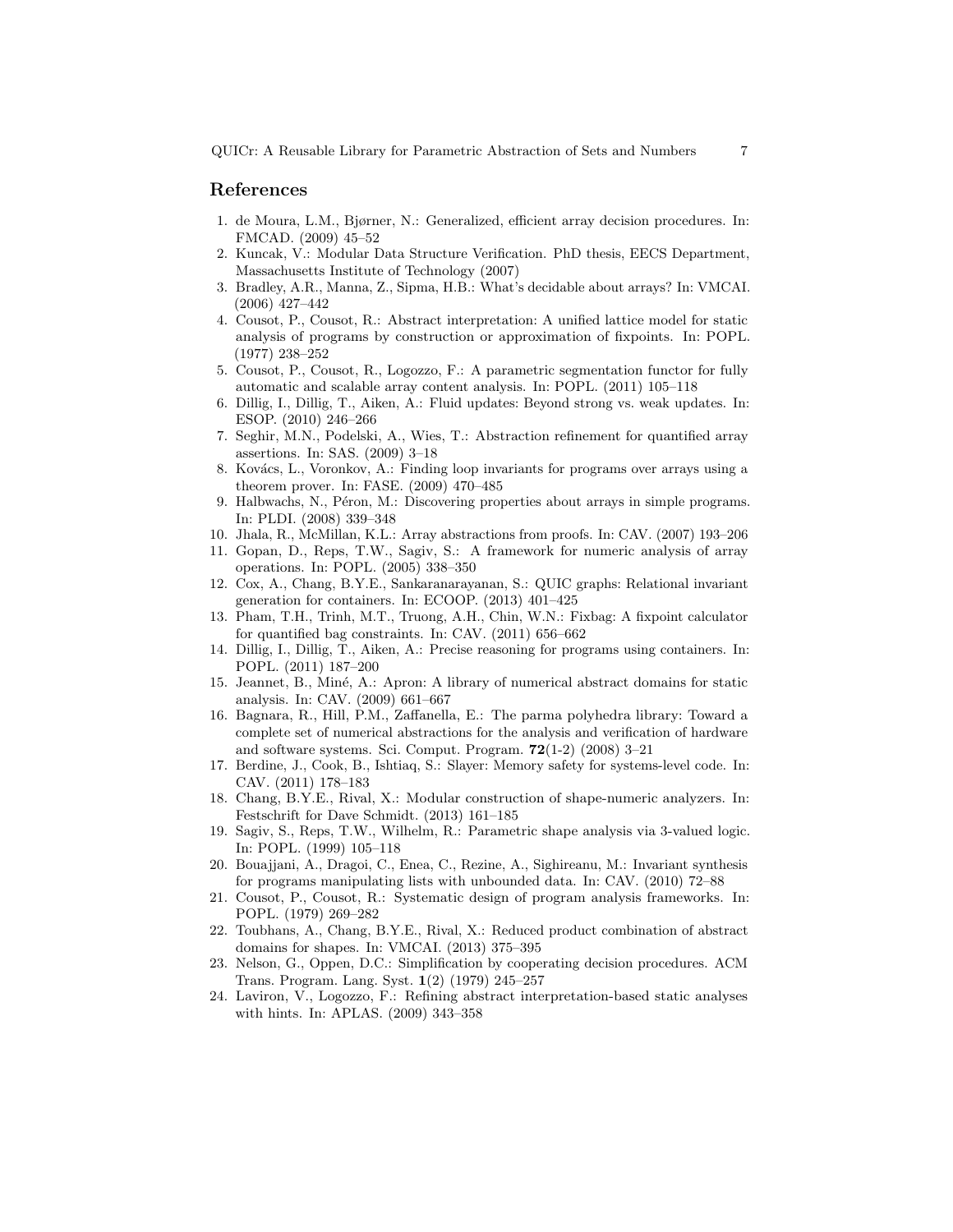## References

1. de Moura, L.M., Bjørner, N.: Generalized, efficient array decision procedures. In: FMCAD. (2009) 45–52
2. Kuncak, V.: Modular Data Structure Verification. PhD thesis, EECS Department, Massachusetts Institute of Technology (2007)
3. Bradley, A.R., Manna, Z., Sipma, H.B.: What's decidable about arrays? In: VMCAI. (2006) 427–442
4. Cousot, P., Cousot, R.: Abstract interpretation: A unified lattice model for static analysis of programs by construction or approximation of fixpoints. In: POPL. (1977) 238–252
5. Cousot, P., Cousot, R., Logozzo, F.: A parametric segmentation functor for fully automatic and scalable array content analysis. In: POPL. (2011) 105–118
6. Dillig, I., Dillig, T., Aiken, A.: Fluid updates: Beyond strong vs. weak updates. In: ESOP. (2010) 246–266
7. Seghir, M.N., Podelski, A., Wies, T.: Abstraction refinement for quantified array assertions. In: SAS. (2009) 3–18
8. Kovács, L., Voronkov, A.: Finding loop invariants for programs over arrays using a theorem prover. In: FASE. (2009) 470–485
9. Halbwachs, N., Péron, M.: Discovering properties about arrays in simple programs. In: PLDI. (2008) 339–348
10. Jhala, R., McMillan, K.L.: Array abstractions from proofs. In: CAV. (2007) 193–206
11. Gopan, D., Reps, T.W., Sagiv, S.: A framework for numeric analysis of array operations. In: POPL. (2005) 338–350
12. Cox, A., Chang, B.Y.E., Sankaranarayanan, S.: QUIC graphs: Relational invariant generation for containers. In: ECOOP. (2013) 401–425
13. Pham, T.H., Trinh, M.T., Truong, A.H., Chin, W.N.: Fixbag: A fixpoint calculator for quantified bag constraints. In: CAV. (2011) 656–662
14. Dillig, I., Dillig, T., Aiken, A.: Precise reasoning for programs using containers. In: POPL. (2011) 187–200
15. Jeannet, B., Miné, A.: Apron: A library of numerical abstract domains for static analysis. In: CAV. (2009) 661–667
16. Bagnara, R., Hill, P.M., Zaffanella, E.: The parma polyhedra library: Toward a complete set of numerical abstractions for the analysis and verification of hardware and software systems. Sci. Comput. Program. **72**(1-2) (2008) 3–21
17. Berdine, J., Cook, B., Ishtiaq, S.: Slayer: Memory safety for systems-level code. In: CAV. (2011) 178–183
18. Chang, B.Y.E., Rival, X.: Modular construction of shape-numeric analyzers. In: Festschrift for Dave Schmidt. (2013) 161–185
19. Sagiv, S., Reps, T.W., Wilhelm, R.: Parametric shape analysis via 3-valued logic. In: POPL. (1999) 105–118
20. Bouajjani, A., Dragoi, C., Enea, C., Rezine, A., Sighireanu, M.: Invariant synthesis for programs manipulating lists with unbounded data. In: CAV. (2010) 72–88
21. Cousot, P., Cousot, R.: Systematic design of program analysis frameworks. In: POPL. (1979) 269–282
22. Toubhans, A., Chang, B.Y.E., Rival, X.: Reduced product combination of abstract domains for shapes. In: VMCAI. (2013) 375–395
23. Nelson, G., Oppen, D.C.: Simplification by cooperating decision procedures. ACM Trans. Program. Lang. Syst. **1**(2) (1979) 245–257
24. Laviron, V., Logozzo, F.: Refining abstract interpretation-based static analyses with hints. In: APLAS. (2009) 343–358